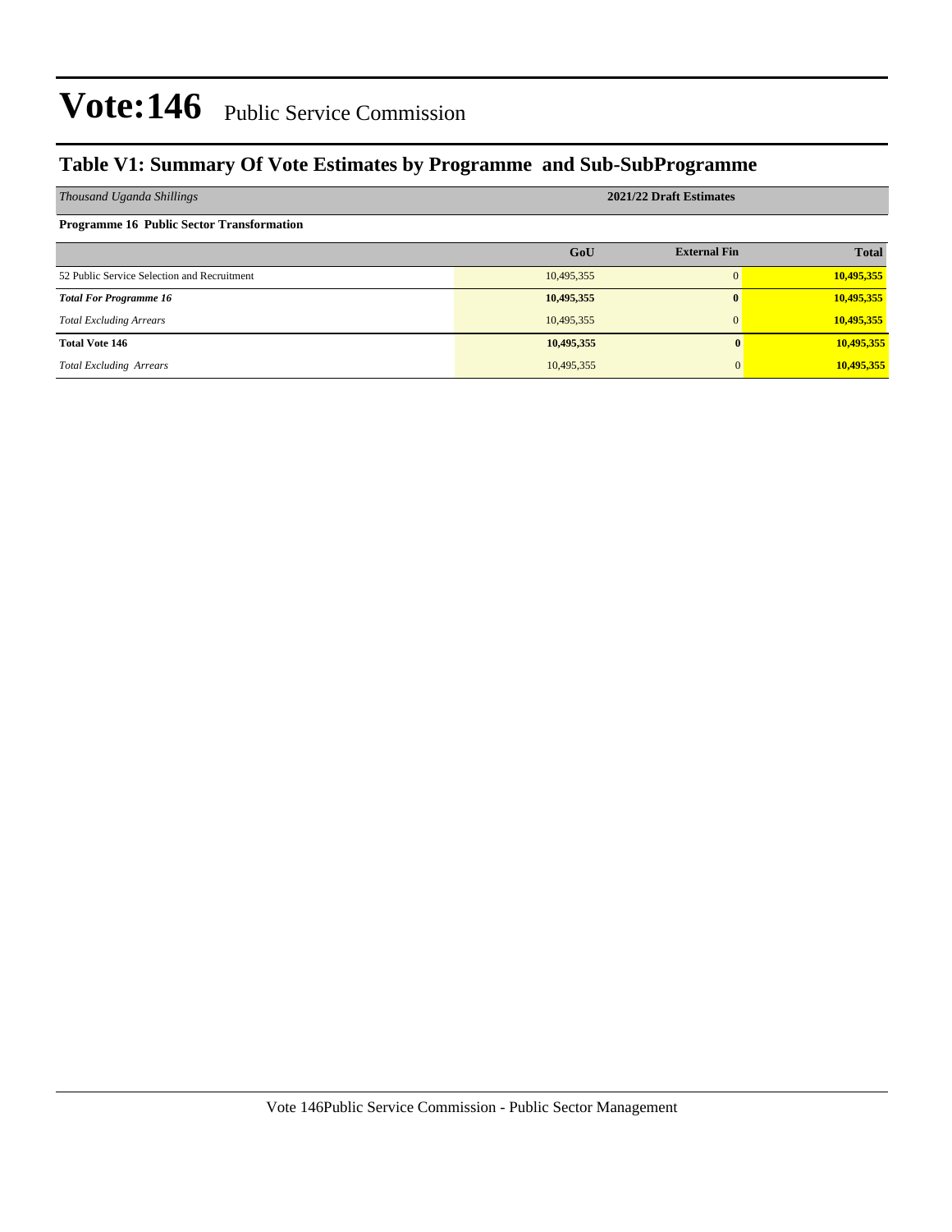# Vote:146 Public Service Commission

## Table V1: Summary Of Vote Estimates by Programme and Sub-SubProgramme

| *Thousand Uganda Shillings* | 2021/22 Draft Estimates | | |
|---|---|---|---|
| **Programme 16 Public Sector Transformation** | | | |
| | **GoU** | **External Fin** | **Total** |
| 52 Public Service Selection and Recruitment | 10,495,355 | 0 | **10,495,355** |
| ***Total For Programme 16*** | **10,495,355** | **0** | **10,495,355** |
| *Total Excluding Arrears* | 10,495,355 | 0 | **10,495,355** |
| **Total Vote 146** | **10,495,355** | **0** | **10,495,355** |
| *Total Excluding Arrears* | 10,495,355 | 0 | **10,495,355** |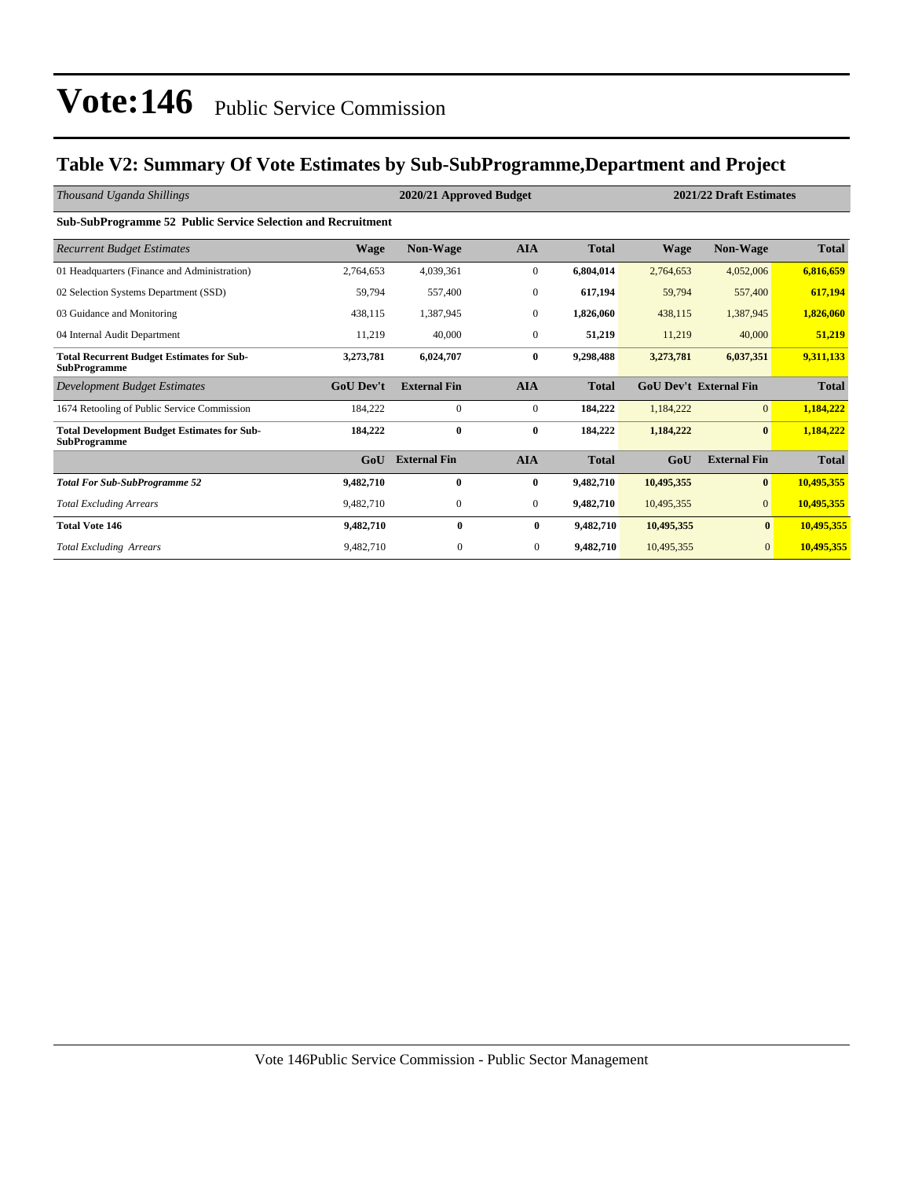# Vote:146 Public Service Commission

## Table V2: Summary Of Vote Estimates by Sub-SubProgramme,Department and Project

| *Thousand Uganda Shillings* | 2020/21 Approved Budget | | | | 2021/22 Draft Estimates | | |
|---|---|---|---|---|---|---|---|
| **Sub-SubProgramme 52 Public Service Selection and Recruitment** | | | | | | | |
| *Recurrent Budget Estimates* | **Wage** | **Non-Wage** | **AIA** | **Total** | **Wage** | **Non-Wage** | **Total** |
| 01 Headquarters (Finance and Administration) | 2,764,653 | 4,039,361 | 0 | **6,804,014** | 2,764,653 | 4,052,006 | **6,816,659** |
| 02 Selection Systems Department (SSD) | 59,794 | 557,400 | 0 | **617,194** | 59,794 | 557,400 | **617,194** |
| 03 Guidance and Monitoring | 438,115 | 1,387,945 | 0 | **1,826,060** | 438,115 | 1,387,945 | **1,826,060** |
| 04 Internal Audit Department | 11,219 | 40,000 | 0 | **51,219** | 11,219 | 40,000 | **51,219** |
| **Total Recurrent Budget Estimates for Sub-SubProgramme** | **3,273,781** | **6,024,707** | **0** | **9,298,488** | **3,273,781** | **6,037,351** | **9,311,133** |
| *Development Budget Estimates* | **GoU Dev't** | **External Fin** | **AIA** | **Total** | **GoU Dev't** | **External Fin** | **Total** |
| 1674 Retooling of Public Service Commission | 184,222 | 0 | 0 | **184,222** | 1,184,222 | 0 | **1,184,222** |
| **Total Development Budget Estimates for Sub-SubProgramme** | **184,222** | **0** | **0** | **184,222** | **1,184,222** | **0** | **1,184,222** |
| | **GoU** | **External Fin** | **AIA** | **Total** | **GoU** | **External Fin** | **Total** |
| ***Total For Sub-SubProgramme 52*** | **9,482,710** | **0** | **0** | **9,482,710** | **10,495,355** | **0** | **10,495,355** |
| *Total Excluding Arrears* | 9,482,710 | 0 | 0 | **9,482,710** | 10,495,355 | 0 | **10,495,355** |
| **Total Vote 146** | **9,482,710** | **0** | **0** | **9,482,710** | **10,495,355** | **0** | **10,495,355** |
| *Total Excluding Arrears* | 9,482,710 | 0 | 0 | **9,482,710** | 10,495,355 | 0 | **10,495,355** |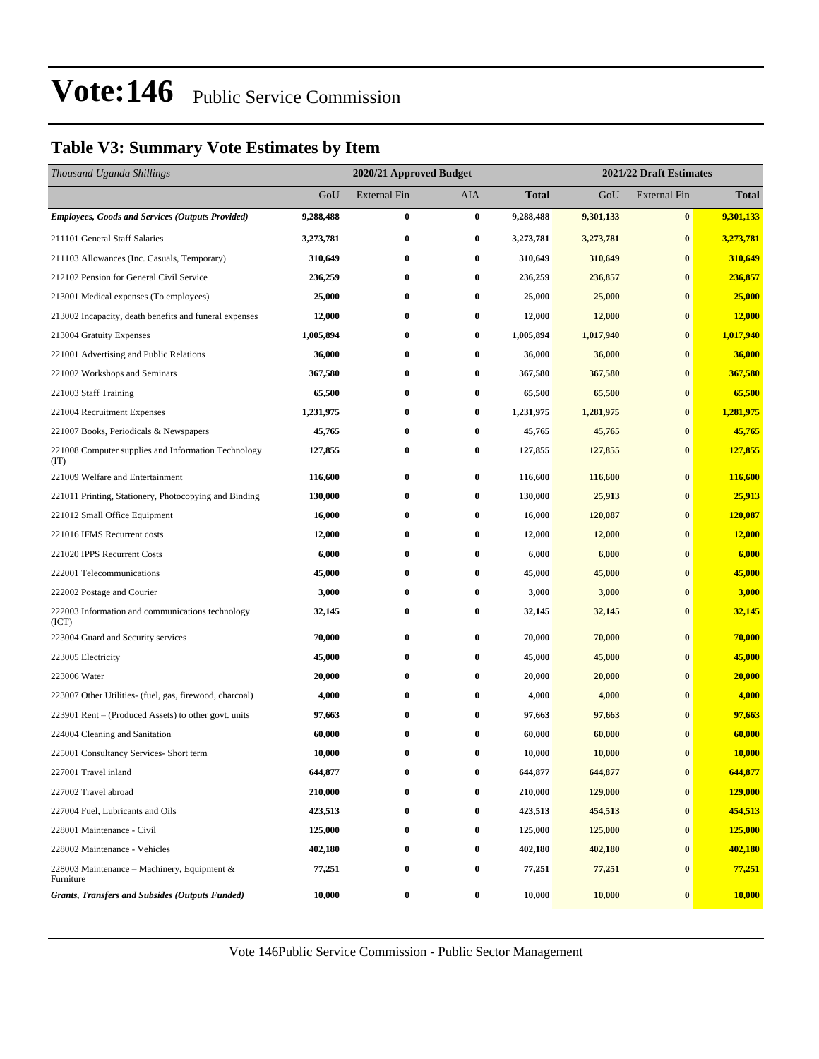# Vote:146 Public Service Commission

## Table V3: Summary Vote Estimates by Item

| *Thousand Uganda Shillings* | 2020/21 Approved Budget | | | | 2021/22 Draft Estimates | | |
|---|---|---|---|---|---|---|---|
| | GoU | External Fin | AIA | **Total** | GoU | External Fin | **Total** |
| ***Employees, Goods and Services (Outputs Provided)*** | **9,288,488** | **0** | **0** | **9,288,488** | **9,301,133** | **0** | **9,301,133** |
| 211101 General Staff Salaries | **3,273,781** | **0** | **0** | **3,273,781** | **3,273,781** | **0** | **3,273,781** |
| 211103 Allowances (Inc. Casuals, Temporary) | **310,649** | **0** | **0** | **310,649** | **310,649** | **0** | **310,649** |
| 212102 Pension for General Civil Service | **236,259** | **0** | **0** | **236,259** | **236,857** | **0** | **236,857** |
| 213001 Medical expenses (To employees) | **25,000** | **0** | **0** | **25,000** | **25,000** | **0** | **25,000** |
| 213002 Incapacity, death benefits and funeral expenses | **12,000** | **0** | **0** | **12,000** | **12,000** | **0** | **12,000** |
| 213004 Gratuity Expenses | **1,005,894** | **0** | **0** | **1,005,894** | **1,017,940** | **0** | **1,017,940** |
| 221001 Advertising and Public Relations | **36,000** | **0** | **0** | **36,000** | **36,000** | **0** | **36,000** |
| 221002 Workshops and Seminars | **367,580** | **0** | **0** | **367,580** | **367,580** | **0** | **367,580** |
| 221003 Staff Training | **65,500** | **0** | **0** | **65,500** | **65,500** | **0** | **65,500** |
| 221004 Recruitment Expenses | **1,231,975** | **0** | **0** | **1,231,975** | **1,281,975** | **0** | **1,281,975** |
| 221007 Books, Periodicals & Newspapers | **45,765** | **0** | **0** | **45,765** | **45,765** | **0** | **45,765** |
| 221008 Computer supplies and Information Technology (IT) | **127,855** | **0** | **0** | **127,855** | **127,855** | **0** | **127,855** |
| 221009 Welfare and Entertainment | **116,600** | **0** | **0** | **116,600** | **116,600** | **0** | **116,600** |
| 221011 Printing, Stationery, Photocopying and Binding | **130,000** | **0** | **0** | **130,000** | **25,913** | **0** | **25,913** |
| 221012 Small Office Equipment | **16,000** | **0** | **0** | **16,000** | **120,087** | **0** | **120,087** |
| 221016 IFMS Recurrent costs | **12,000** | **0** | **0** | **12,000** | **12,000** | **0** | **12,000** |
| 221020 IPPS Recurrent Costs | **6,000** | **0** | **0** | **6,000** | **6,000** | **0** | **6,000** |
| 222001 Telecommunications | **45,000** | **0** | **0** | **45,000** | **45,000** | **0** | **45,000** |
| 222002 Postage and Courier | **3,000** | **0** | **0** | **3,000** | **3,000** | **0** | **3,000** |
| 222003 Information and communications technology (ICT) | **32,145** | **0** | **0** | **32,145** | **32,145** | **0** | **32,145** |
| 223004 Guard and Security services | **70,000** | **0** | **0** | **70,000** | **70,000** | **0** | **70,000** |
| 223005 Electricity | **45,000** | **0** | **0** | **45,000** | **45,000** | **0** | **45,000** |
| 223006 Water | **20,000** | **0** | **0** | **20,000** | **20,000** | **0** | **20,000** |
| 223007 Other Utilities- (fuel, gas, firewood, charcoal) | **4,000** | **0** | **0** | **4,000** | **4,000** | **0** | **4,000** |
| 223901 Rent – (Produced Assets) to other govt. units | **97,663** | **0** | **0** | **97,663** | **97,663** | **0** | **97,663** |
| 224004 Cleaning and Sanitation | **60,000** | **0** | **0** | **60,000** | **60,000** | **0** | **60,000** |
| 225001 Consultancy Services- Short term | **10,000** | **0** | **0** | **10,000** | **10,000** | **0** | **10,000** |
| 227001 Travel inland | **644,877** | **0** | **0** | **644,877** | **644,877** | **0** | **644,877** |
| 227002 Travel abroad | **210,000** | **0** | **0** | **210,000** | **129,000** | **0** | **129,000** |
| 227004 Fuel, Lubricants and Oils | **423,513** | **0** | **0** | **423,513** | **454,513** | **0** | **454,513** |
| 228001 Maintenance - Civil | **125,000** | **0** | **0** | **125,000** | **125,000** | **0** | **125,000** |
| 228002 Maintenance - Vehicles | **402,180** | **0** | **0** | **402,180** | **402,180** | **0** | **402,180** |
| 228003 Maintenance – Machinery, Equipment & Furniture | **77,251** | **0** | **0** | **77,251** | **77,251** | **0** | **77,251** |
| ***Grants, Transfers and Subsides (Outputs Funded)*** | **10,000** | **0** | **0** | **10,000** | **10,000** | **0** | **10,000** |

Vote 146Public Service Commission - Public Sector Management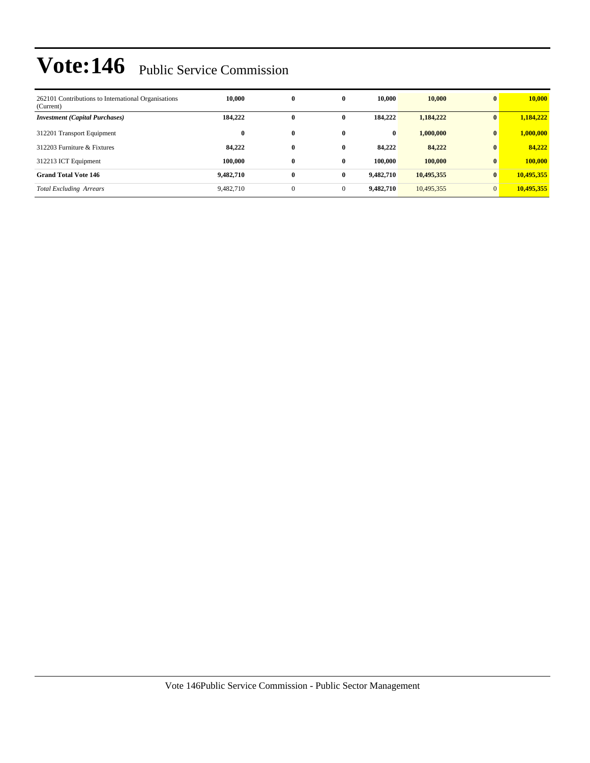| | | | | | | | |
|---|---|---|---|---|---|---|---|
| 262101 Contributions to International Organisations (Current) | **10,000** | **0** | **0** | **10,000** | **10,000** | **0** | **10,000** |
| ***Investment (Capital Purchases)*** | **184,222** | **0** | **0** | **184,222** | **1,184,222** | **0** | **1,184,222** |
| 312201 Transport Equipment | **0** | **0** | **0** | **0** | **1,000,000** | **0** | **1,000,000** |
| 312203 Furniture & Fixtures | **84,222** | **0** | **0** | **84,222** | **84,222** | **0** | **84,222** |
| 312213 ICT Equipment | **100,000** | **0** | **0** | **100,000** | **100,000** | **0** | **100,000** |
| **Grand Total Vote 146** | **9,482,710** | **0** | **0** | **9,482,710** | **10,495,355** | **0** | **10,495,355** |
| *Total Excluding Arrears* | 9,482,710 | 0 | 0 | **9,482,710** | 10,495,355 | 0 | **10,495,355** |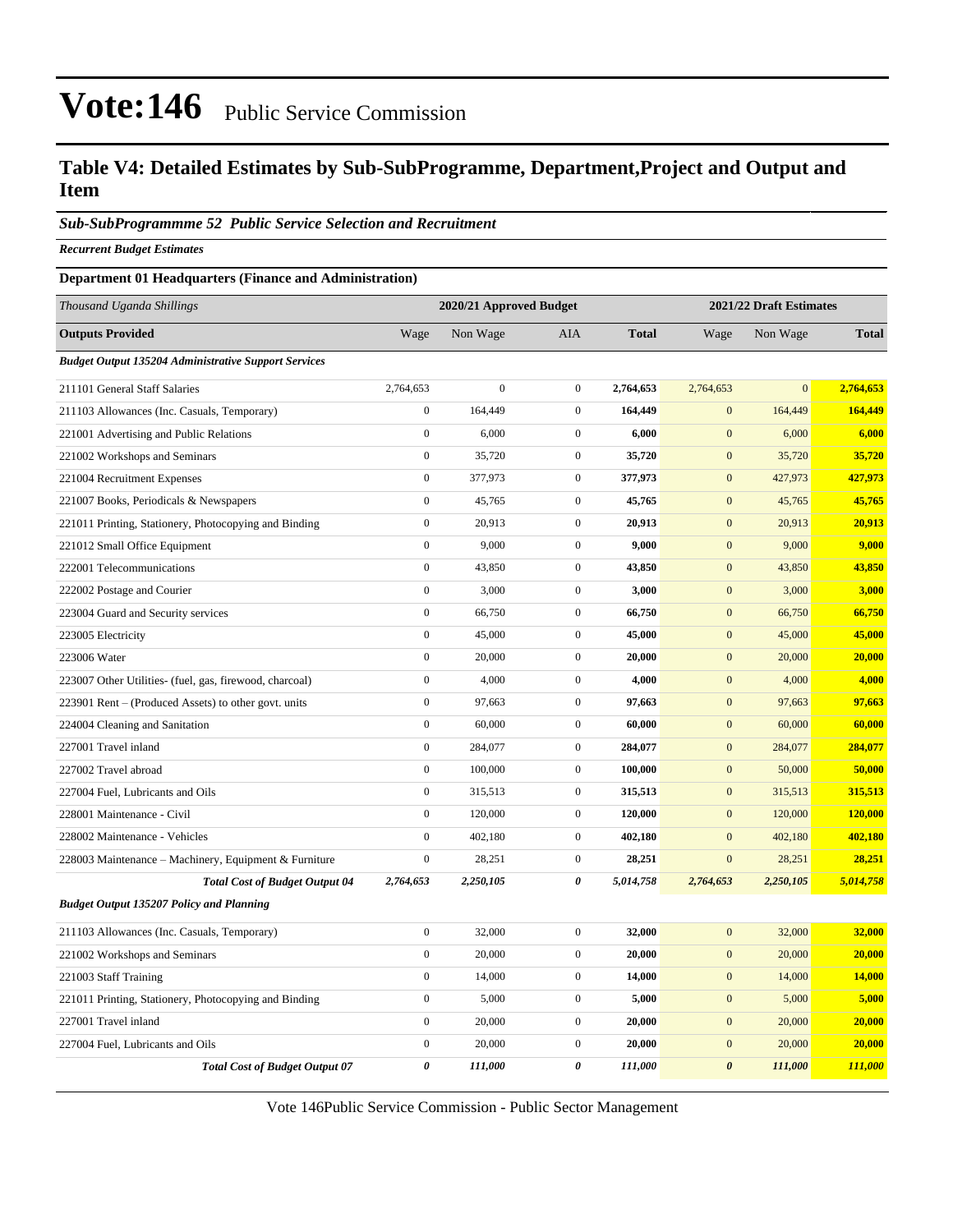# Vote:146 Public Service Commission

## Table V4: Detailed Estimates by Sub-SubProgramme, Department,Project and Output and Item

### *Sub-SubProgrammme 52 Public Service Selection and Recruitment*

***Recurrent Budget Estimates***

**Department 01 Headquarters (Finance and Administration)**

| *Thousand Uganda Shillings* | 2020/21 Approved Budget | | | | 2021/22 Draft Estimates | | |
|---|---|---|---|---|---|---|---|
| **Outputs Provided** | Wage | Non Wage | AIA | **Total** | Wage | Non Wage | **Total** |
| ***Budget Output 135204 Administrative Support Services*** | | | | | | | |
| 211101 General Staff Salaries | 2,764,653 | 0 | 0 | **2,764,653** | 2,764,653 | 0 | **2,764,653** |
| 211103 Allowances (Inc. Casuals, Temporary) | 0 | 164,449 | 0 | **164,449** | 0 | 164,449 | **164,449** |
| 221001 Advertising and Public Relations | 0 | 6,000 | 0 | **6,000** | 0 | 6,000 | **6,000** |
| 221002 Workshops and Seminars | 0 | 35,720 | 0 | **35,720** | 0 | 35,720 | **35,720** |
| 221004 Recruitment Expenses | 0 | 377,973 | 0 | **377,973** | 0 | 427,973 | **427,973** |
| 221007 Books, Periodicals & Newspapers | 0 | 45,765 | 0 | **45,765** | 0 | 45,765 | **45,765** |
| 221011 Printing, Stationery, Photocopying and Binding | 0 | 20,913 | 0 | **20,913** | 0 | 20,913 | **20,913** |
| 221012 Small Office Equipment | 0 | 9,000 | 0 | **9,000** | 0 | 9,000 | **9,000** |
| 222001 Telecommunications | 0 | 43,850 | 0 | **43,850** | 0 | 43,850 | **43,850** |
| 222002 Postage and Courier | 0 | 3,000 | 0 | **3,000** | 0 | 3,000 | **3,000** |
| 223004 Guard and Security services | 0 | 66,750 | 0 | **66,750** | 0 | 66,750 | **66,750** |
| 223005 Electricity | 0 | 45,000 | 0 | **45,000** | 0 | 45,000 | **45,000** |
| 223006 Water | 0 | 20,000 | 0 | **20,000** | 0 | 20,000 | **20,000** |
| 223007 Other Utilities- (fuel, gas, firewood, charcoal) | 0 | 4,000 | 0 | **4,000** | 0 | 4,000 | **4,000** |
| 223901 Rent – (Produced Assets) to other govt. units | 0 | 97,663 | 0 | **97,663** | 0 | 97,663 | **97,663** |
| 224004 Cleaning and Sanitation | 0 | 60,000 | 0 | **60,000** | 0 | 60,000 | **60,000** |
| 227001 Travel inland | 0 | 284,077 | 0 | **284,077** | 0 | 284,077 | **284,077** |
| 227002 Travel abroad | 0 | 100,000 | 0 | **100,000** | 0 | 50,000 | **50,000** |
| 227004 Fuel, Lubricants and Oils | 0 | 315,513 | 0 | **315,513** | 0 | 315,513 | **315,513** |
| 228001 Maintenance - Civil | 0 | 120,000 | 0 | **120,000** | 0 | 120,000 | **120,000** |
| 228002 Maintenance - Vehicles | 0 | 402,180 | 0 | **402,180** | 0 | 402,180 | **402,180** |
| 228003 Maintenance – Machinery, Equipment & Furniture | 0 | 28,251 | 0 | **28,251** | 0 | 28,251 | **28,251** |
| ***Total Cost of Budget Output 04*** | ***2,764,653*** | ***2,250,105*** | ***0*** | ***5,014,758*** | ***2,764,653*** | ***2,250,105*** | ***5,014,758*** |
| ***Budget Output 135207 Policy and Planning*** | | | | | | | |
| 211103 Allowances (Inc. Casuals, Temporary) | 0 | 32,000 | 0 | **32,000** | 0 | 32,000 | **32,000** |
| 221002 Workshops and Seminars | 0 | 20,000 | 0 | **20,000** | 0 | 20,000 | **20,000** |
| 221003 Staff Training | 0 | 14,000 | 0 | **14,000** | 0 | 14,000 | **14,000** |
| 221011 Printing, Stationery, Photocopying and Binding | 0 | 5,000 | 0 | **5,000** | 0 | 5,000 | **5,000** |
| 227001 Travel inland | 0 | 20,000 | 0 | **20,000** | 0 | 20,000 | **20,000** |
| 227004 Fuel, Lubricants and Oils | 0 | 20,000 | 0 | **20,000** | 0 | 20,000 | **20,000** |
| ***Total Cost of Budget Output 07*** | ***0*** | ***111,000*** | ***0*** | ***111,000*** | ***0*** | ***111,000*** | ***111,000*** |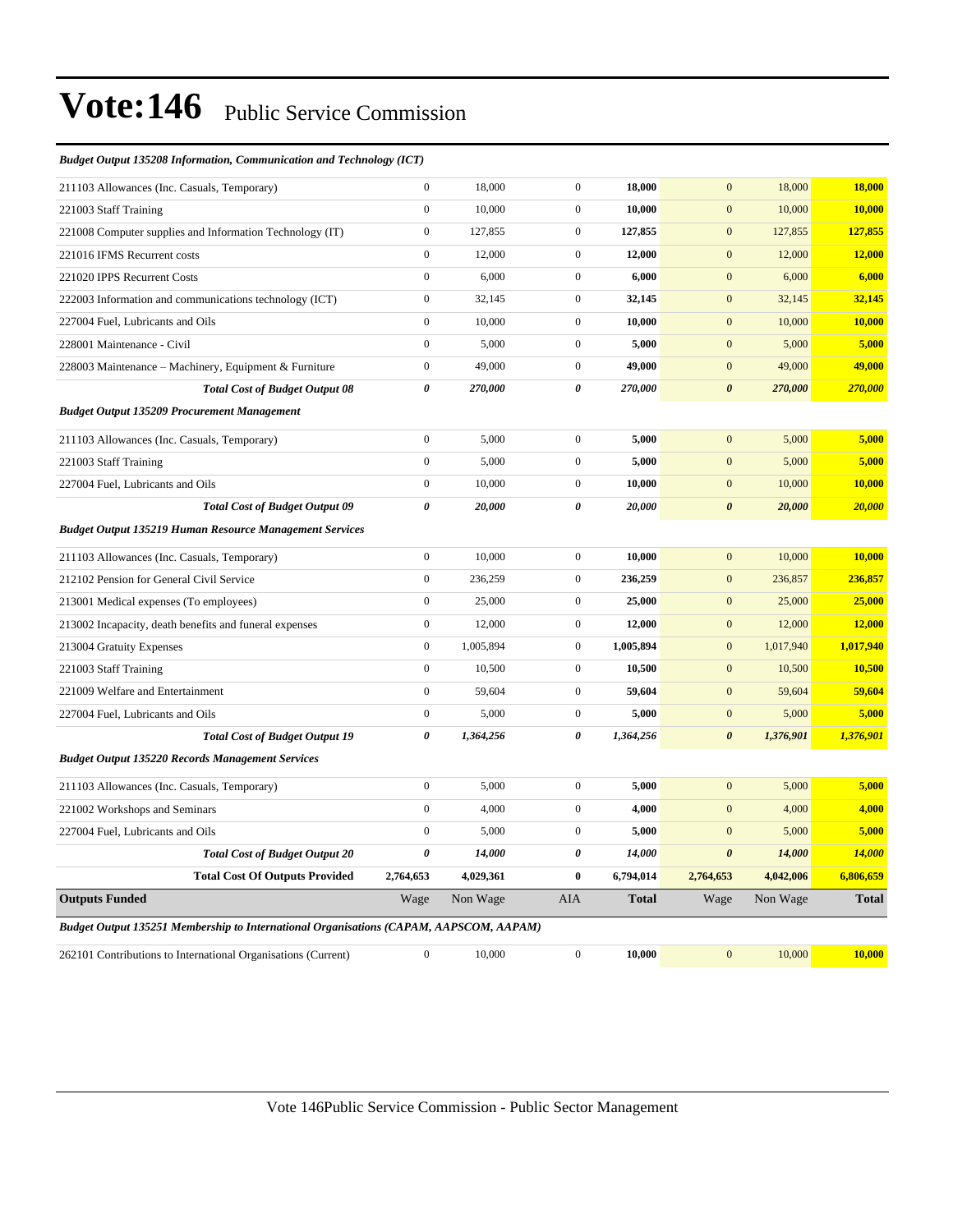# Vote:146 Public Service Commission

| | | | | | | | |
|---|---|---|---|---|---|---|---|
| ***Budget Output 135208 Information, Communication and Technology (ICT)*** | | | | | | | |
| 211103 Allowances (Inc. Casuals, Temporary) | 0 | 18,000 | 0 | **18,000** | 0 | 18,000 | **18,000** |
| 221003 Staff Training | 0 | 10,000 | 0 | **10,000** | 0 | 10,000 | **10,000** |
| 221008 Computer supplies and Information Technology (IT) | 0 | 127,855 | 0 | **127,855** | 0 | 127,855 | **127,855** |
| 221016 IFMS Recurrent costs | 0 | 12,000 | 0 | **12,000** | 0 | 12,000 | **12,000** |
| 221020 IPPS Recurrent Costs | 0 | 6,000 | 0 | **6,000** | 0 | 6,000 | **6,000** |
| 222003 Information and communications technology (ICT) | 0 | 32,145 | 0 | **32,145** | 0 | 32,145 | **32,145** |
| 227004 Fuel, Lubricants and Oils | 0 | 10,000 | 0 | **10,000** | 0 | 10,000 | **10,000** |
| 228001 Maintenance - Civil | 0 | 5,000 | 0 | **5,000** | 0 | 5,000 | **5,000** |
| 228003 Maintenance – Machinery, Equipment & Furniture | 0 | 49,000 | 0 | **49,000** | 0 | 49,000 | **49,000** |
| ***Total Cost of Budget Output 08*** | ***0*** | ***270,000*** | ***0*** | ***270,000*** | ***0*** | ***270,000*** | ***270,000*** |
| ***Budget Output 135209 Procurement Management*** | | | | | | | |
| 211103 Allowances (Inc. Casuals, Temporary) | 0 | 5,000 | 0 | **5,000** | 0 | 5,000 | **5,000** |
| 221003 Staff Training | 0 | 5,000 | 0 | **5,000** | 0 | 5,000 | **5,000** |
| 227004 Fuel, Lubricants and Oils | 0 | 10,000 | 0 | **10,000** | 0 | 10,000 | **10,000** |
| ***Total Cost of Budget Output 09*** | ***0*** | ***20,000*** | ***0*** | ***20,000*** | ***0*** | ***20,000*** | ***20,000*** |
| ***Budget Output 135219 Human Resource Management Services*** | | | | | | | |
| 211103 Allowances (Inc. Casuals, Temporary) | 0 | 10,000 | 0 | **10,000** | 0 | 10,000 | **10,000** |
| 212102 Pension for General Civil Service | 0 | 236,259 | 0 | **236,259** | 0 | 236,857 | **236,857** |
| 213001 Medical expenses (To employees) | 0 | 25,000 | 0 | **25,000** | 0 | 25,000 | **25,000** |
| 213002 Incapacity, death benefits and funeral expenses | 0 | 12,000 | 0 | **12,000** | 0 | 12,000 | **12,000** |
| 213004 Gratuity Expenses | 0 | 1,005,894 | 0 | **1,005,894** | 0 | 1,017,940 | **1,017,940** |
| 221003 Staff Training | 0 | 10,500 | 0 | **10,500** | 0 | 10,500 | **10,500** |
| 221009 Welfare and Entertainment | 0 | 59,604 | 0 | **59,604** | 0 | 59,604 | **59,604** |
| 227004 Fuel, Lubricants and Oils | 0 | 5,000 | 0 | **5,000** | 0 | 5,000 | **5,000** |
| ***Total Cost of Budget Output 19*** | ***0*** | ***1,364,256*** | ***0*** | ***1,364,256*** | ***0*** | ***1,376,901*** | ***1,376,901*** |
| ***Budget Output 135220 Records Management Services*** | | | | | | | |
| 211103 Allowances (Inc. Casuals, Temporary) | 0 | 5,000 | 0 | **5,000** | 0 | 5,000 | **5,000** |
| 221002 Workshops and Seminars | 0 | 4,000 | 0 | **4,000** | 0 | 4,000 | **4,000** |
| 227004 Fuel, Lubricants and Oils | 0 | 5,000 | 0 | **5,000** | 0 | 5,000 | **5,000** |
| ***Total Cost of Budget Output 20*** | ***0*** | ***14,000*** | ***0*** | ***14,000*** | ***0*** | ***14,000*** | ***14,000*** |
| **Total Cost Of Outputs Provided** | **2,764,653** | **4,029,361** | **0** | **6,794,014** | **2,764,653** | **4,042,006** | **6,806,659** |
| **Outputs Funded** | Wage | Non Wage | AIA | **Total** | Wage | Non Wage | **Total** |
| ***Budget Output 135251 Membership to International Organisations (CAPAM, AAPSCOM, AAPAM)*** | | | | | | | |
| 262101 Contributions to International Organisations (Current) | 0 | 10,000 | 0 | **10,000** | 0 | 10,000 | **10,000** |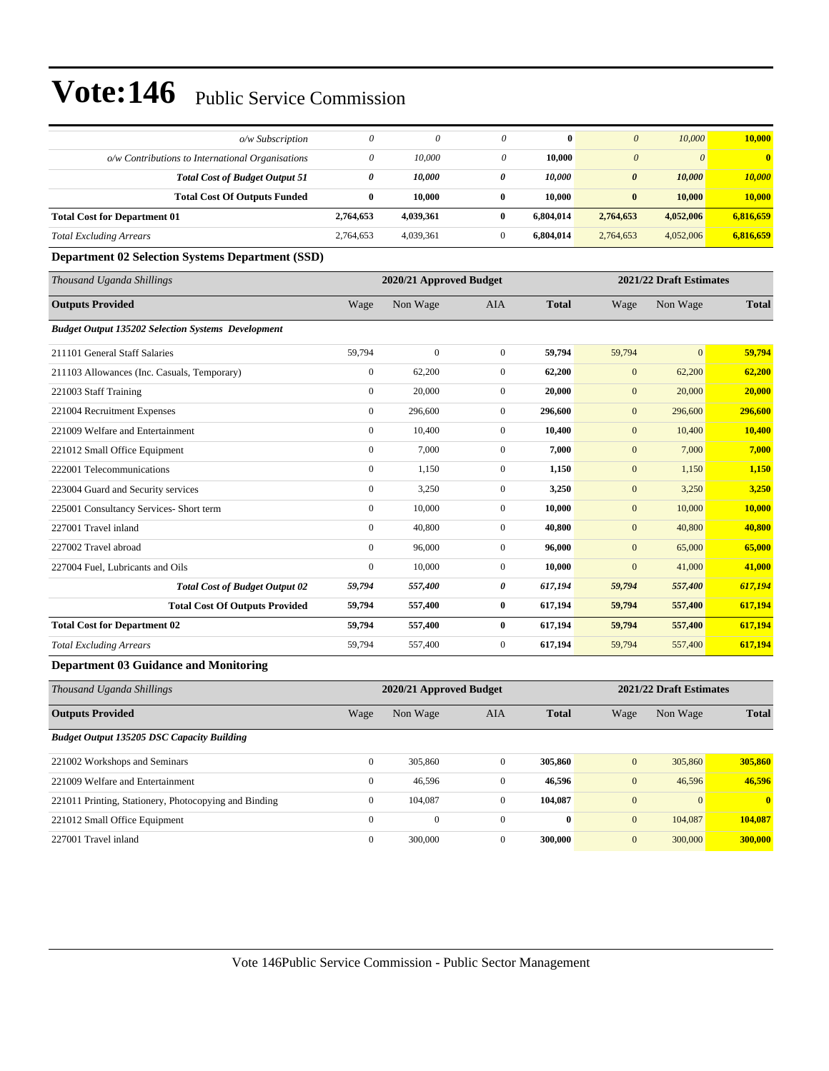# Vote:146 Public Service Commission

| | | | | | | | |
|---|---|---|---|---|---|---|---|
| *o/w Subscription* | *0* | *0* | *0* | **0** | *0* | *10,000* | **10,000** |
| *o/w Contributions to International Organisations* | *0* | *10,000* | *0* | **10,000** | *0* | *0* | **0** |
| ***Total Cost of Budget Output 51*** | ***0*** | ***10,000*** | ***0*** | ***10,000*** | ***0*** | ***10,000*** | ***10,000*** |
| **Total Cost Of Outputs Funded** | **0** | **10,000** | **0** | **10,000** | **0** | **10,000** | **10,000** |
| **Total Cost for Department 01** | **2,764,653** | **4,039,361** | **0** | **6,804,014** | **2,764,653** | **4,052,006** | **6,816,659** |
| *Total Excluding Arrears* | 2,764,653 | 4,039,361 | 0 | **6,804,014** | 2,764,653 | 4,052,006 | **6,816,659** |

### Department 02 Selection Systems Department (SSD)

| *Thousand Uganda Shillings* | 2020/21 Approved Budget | | | | 2021/22 Draft Estimates | | |
|---|---|---|---|---|---|---|---|
| **Outputs Provided** | Wage | Non Wage | AIA | **Total** | Wage | Non Wage | **Total** |
| ***Budget Output 135202 Selection Systems Development*** | | | | | | | |
| 211101 General Staff Salaries | 59,794 | 0 | 0 | **59,794** | 59,794 | 0 | **59,794** |
| 211103 Allowances (Inc. Casuals, Temporary) | 0 | 62,200 | 0 | **62,200** | 0 | 62,200 | **62,200** |
| 221003 Staff Training | 0 | 20,000 | 0 | **20,000** | 0 | 20,000 | **20,000** |
| 221004 Recruitment Expenses | 0 | 296,600 | 0 | **296,600** | 0 | 296,600 | **296,600** |
| 221009 Welfare and Entertainment | 0 | 10,400 | 0 | **10,400** | 0 | 10,400 | **10,400** |
| 221012 Small Office Equipment | 0 | 7,000 | 0 | **7,000** | 0 | 7,000 | **7,000** |
| 222001 Telecommunications | 0 | 1,150 | 0 | **1,150** | 0 | 1,150 | **1,150** |
| 223004 Guard and Security services | 0 | 3,250 | 0 | **3,250** | 0 | 3,250 | **3,250** |
| 225001 Consultancy Services- Short term | 0 | 10,000 | 0 | **10,000** | 0 | 10,000 | **10,000** |
| 227001 Travel inland | 0 | 40,800 | 0 | **40,800** | 0 | 40,800 | **40,800** |
| 227002 Travel abroad | 0 | 96,000 | 0 | **96,000** | 0 | 65,000 | **65,000** |
| 227004 Fuel, Lubricants and Oils | 0 | 10,000 | 0 | **10,000** | 0 | 41,000 | **41,000** |
| ***Total Cost of Budget Output 02*** | ***59,794*** | ***557,400*** | ***0*** | ***617,194*** | ***59,794*** | ***557,400*** | ***617,194*** |
| **Total Cost Of Outputs Provided** | **59,794** | **557,400** | **0** | **617,194** | **59,794** | **557,400** | **617,194** |
| **Total Cost for Department 02** | **59,794** | **557,400** | **0** | **617,194** | **59,794** | **557,400** | **617,194** |
| *Total Excluding Arrears* | 59,794 | 557,400 | 0 | **617,194** | 59,794 | 557,400 | **617,194** |

### Department 03 Guidance and Monitoring

| *Thousand Uganda Shillings* | 2020/21 Approved Budget | | | | 2021/22 Draft Estimates | | |
|---|---|---|---|---|---|---|---|
| **Outputs Provided** | Wage | Non Wage | AIA | **Total** | Wage | Non Wage | **Total** |
| ***Budget Output 135205 DSC Capacity Building*** | | | | | | | |
| 221002 Workshops and Seminars | 0 | 305,860 | 0 | **305,860** | 0 | 305,860 | **305,860** |
| 221009 Welfare and Entertainment | 0 | 46,596 | 0 | **46,596** | 0 | 46,596 | **46,596** |
| 221011 Printing, Stationery, Photocopying and Binding | 0 | 104,087 | 0 | **104,087** | 0 | 0 | **0** |
| 221012 Small Office Equipment | 0 | 0 | 0 | **0** | 0 | 104,087 | **104,087** |
| 227001 Travel inland | 0 | 300,000 | 0 | **300,000** | 0 | 300,000 | **300,000** |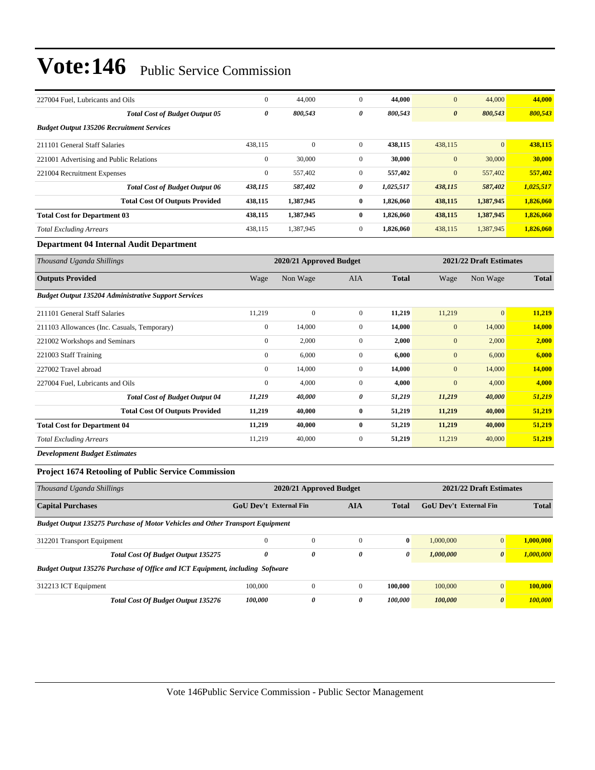| | | | | | | | |
|---|---|---|---|---|---|---|---|
| 227004 Fuel, Lubricants and Oils | 0 | 44,000 | 0 | **44,000** | 0 | 44,000 | **44,000** |
| ***Total Cost of Budget Output 05*** | ***0*** | ***800,543*** | ***0*** | ***800,543*** | ***0*** | ***800,543*** | ***800,543*** |
| ***Budget Output 135206 Recruitment Services*** | | | | | | | |
| 211101 General Staff Salaries | 438,115 | 0 | 0 | **438,115** | 438,115 | 0 | **438,115** |
| 221001 Advertising and Public Relations | 0 | 30,000 | 0 | **30,000** | 0 | 30,000 | **30,000** |
| 221004 Recruitment Expenses | 0 | 557,402 | 0 | **557,402** | 0 | 557,402 | **557,402** |
| ***Total Cost of Budget Output 06*** | ***438,115*** | ***587,402*** | ***0*** | ***1,025,517*** | ***438,115*** | ***587,402*** | ***1,025,517*** |
| **Total Cost Of Outputs Provided** | **438,115** | **1,387,945** | **0** | **1,826,060** | **438,115** | **1,387,945** | **1,826,060** |
| **Total Cost for Department 03** | **438,115** | **1,387,945** | **0** | **1,826,060** | **438,115** | **1,387,945** | **1,826,060** |
| *Total Excluding Arrears* | 438,115 | 1,387,945 | 0 | **1,826,060** | 438,115 | 1,387,945 | **1,826,060** |

### Department 04 Internal Audit Department

| *Thousand Uganda Shillings* | 2020/21 Approved Budget | | | | 2021/22 Draft Estimates | | |
|---|---|---|---|---|---|---|---|
| **Outputs Provided** | Wage | Non Wage | AIA | **Total** | Wage | Non Wage | **Total** |
| ***Budget Output 135204 Administrative Support Services*** | | | | | | | |
| 211101 General Staff Salaries | 11,219 | 0 | 0 | **11,219** | 11,219 | 0 | **11,219** |
| 211103 Allowances (Inc. Casuals, Temporary) | 0 | 14,000 | 0 | **14,000** | 0 | 14,000 | **14,000** |
| 221002 Workshops and Seminars | 0 | 2,000 | 0 | **2,000** | 0 | 2,000 | **2,000** |
| 221003 Staff Training | 0 | 6,000 | 0 | **6,000** | 0 | 6,000 | **6,000** |
| 227002 Travel abroad | 0 | 14,000 | 0 | **14,000** | 0 | 14,000 | **14,000** |
| 227004 Fuel, Lubricants and Oils | 0 | 4,000 | 0 | **4,000** | 0 | 4,000 | **4,000** |
| ***Total Cost of Budget Output 04*** | ***11,219*** | ***40,000*** | ***0*** | ***51,219*** | ***11,219*** | ***40,000*** | ***51,219*** |
| **Total Cost Of Outputs Provided** | **11,219** | **40,000** | **0** | **51,219** | **11,219** | **40,000** | **51,219** |
| **Total Cost for Department 04** | **11,219** | **40,000** | **0** | **51,219** | **11,219** | **40,000** | **51,219** |
| *Total Excluding Arrears* | 11,219 | 40,000 | 0 | **51,219** | 11,219 | 40,000 | **51,219** |

***Development Budget Estimates***

### Project 1674 Retooling of Public Service Commission

| *Thousand Uganda Shillings* | 2020/21 Approved Budget | | | | 2021/22 Draft Estimates | | |
|---|---|---|---|---|---|---|---|
| **Capital Purchases** | **GoU Dev't** | **External Fin** | **AIA** | **Total** | **GoU Dev't** | **External Fin** | **Total** |
| ***Budget Output 135275 Purchase of Motor Vehicles and Other Transport Equipment*** | | | | | | | |
| 312201 Transport Equipment | 0 | 0 | 0 | **0** | 1,000,000 | 0 | **1,000,000** |
| ***Total Cost Of Budget Output 135275*** | ***0*** | ***0*** | ***0*** | ***0*** | ***1,000,000*** | ***0*** | ***1,000,000*** |
| ***Budget Output 135276 Purchase of Office and ICT Equipment, including Software*** | | | | | | | |
| 312213 ICT Equipment | 100,000 | 0 | 0 | **100,000** | 100,000 | 0 | **100,000** |
| ***Total Cost Of Budget Output 135276*** | ***100,000*** | ***0*** | ***0*** | ***100,000*** | ***100,000*** | ***0*** | ***100,000*** |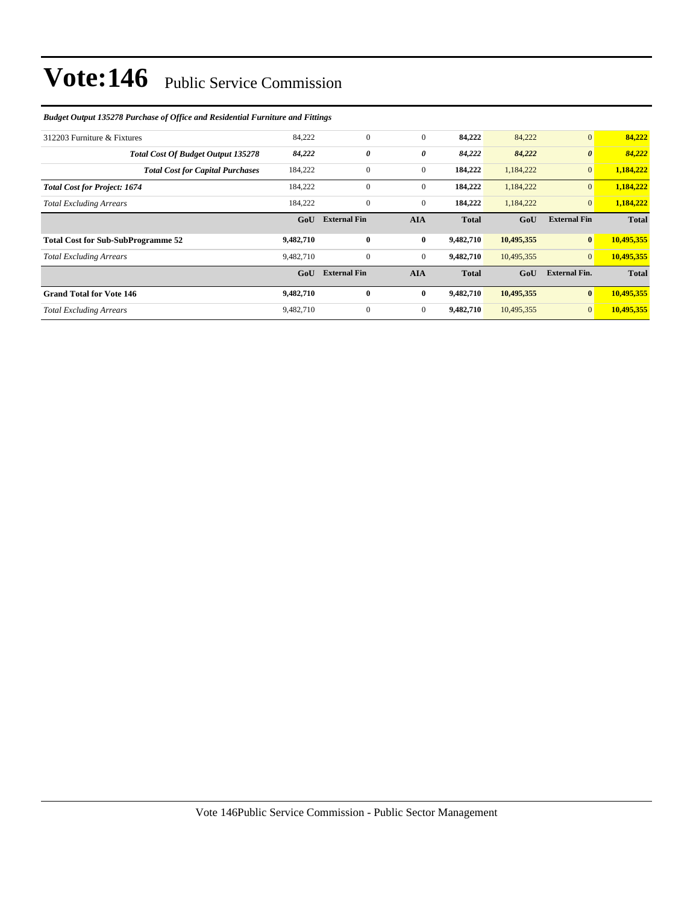# Vote:146 Public Service Commission

***Budget Output 135278 Purchase of Office and Residential Furniture and Fittings***

| | | | | | | | |
|---|---|---|---|---|---|---|---|
| 312203 Furniture & Fixtures | 84,222 | 0 | 0 | **84,222** | 84,222 | 0 | **84,222** |
| ***Total Cost Of Budget Output 135278*** | ***84,222*** | ***0*** | ***0*** | ***84,222*** | ***84,222*** | ***0*** | ***84,222*** |
| ***Total Cost for Capital Purchases*** | 184,222 | 0 | 0 | **184,222** | 1,184,222 | 0 | **1,184,222** |
| ***Total Cost for Project: 1674*** | 184,222 | 0 | 0 | **184,222** | 1,184,222 | 0 | **1,184,222** |
| *Total Excluding Arrears* | 184,222 | 0 | 0 | **184,222** | 1,184,222 | 0 | **1,184,222** |
| | **GoU** | **External Fin** | **AIA** | **Total** | **GoU** | **External Fin** | **Total** |
| **Total Cost for Sub-SubProgramme 52** | **9,482,710** | **0** | **0** | **9,482,710** | **10,495,355** | **0** | **10,495,355** |
| *Total Excluding Arrears* | 9,482,710 | 0 | 0 | **9,482,710** | 10,495,355 | 0 | **10,495,355** |
| | **GoU** | **External Fin** | **AIA** | **Total** | **GoU** | **External Fin.** | **Total** |
| **Grand Total for Vote 146** | **9,482,710** | **0** | **0** | **9,482,710** | **10,495,355** | **0** | **10,495,355** |
| *Total Excluding Arrears* | 9,482,710 | 0 | 0 | **9,482,710** | 10,495,355 | 0 | **10,495,355** |